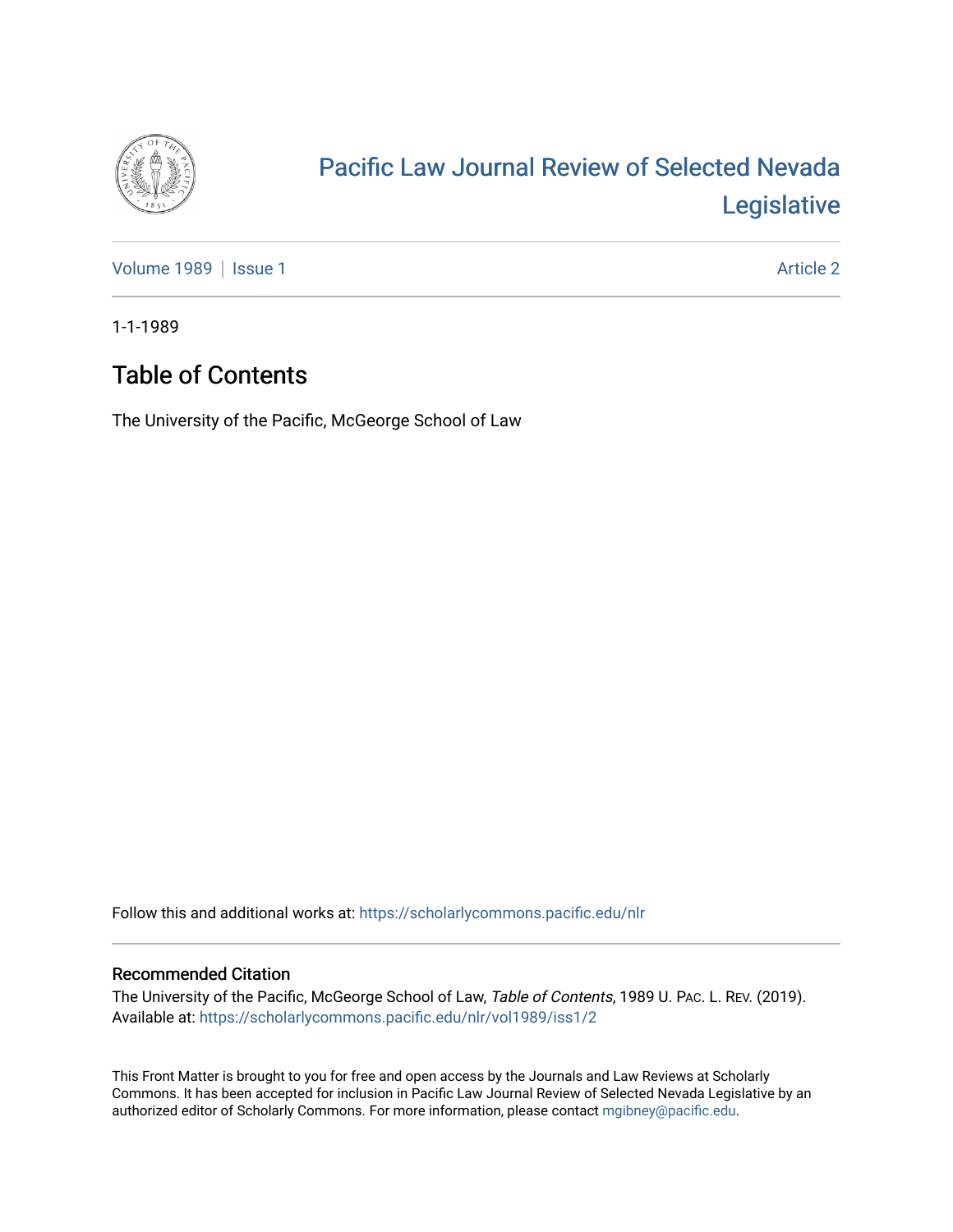# Pacific Law Journal Review of Selected Nevada Legislative

Volume 1989 | Issue 1 Article 2

1-1-1989

## Table of Contents

The University of the Pacific, McGeorge School of Law

Follow this and additional works at: https://scholarlycommons.pacific.edu/nlr

### Recommended Citation

The University of the Pacific, McGeorge School of Law, *Table of Contents*, 1989 U. PAC. L. REV. (2019).
Available at: https://scholarlycommons.pacific.edu/nlr/vol1989/iss1/2

This Front Matter is brought to you for free and open access by the Journals and Law Reviews at Scholarly Commons. It has been accepted for inclusion in Pacific Law Journal Review of Selected Nevada Legislative by an authorized editor of Scholarly Commons. For more information, please contact mgibney@pacific.edu.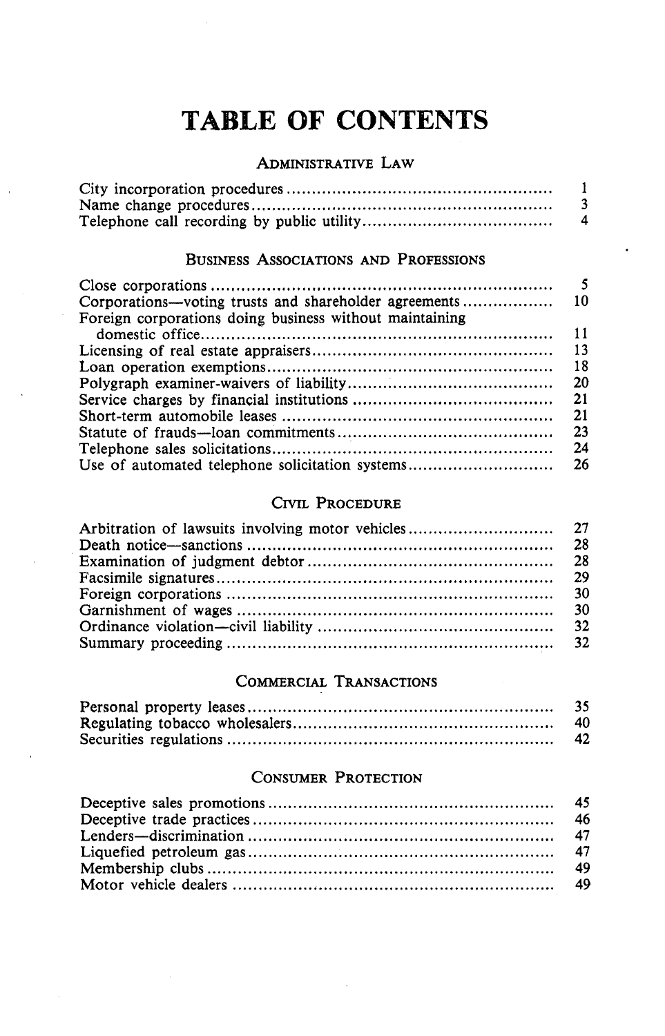# TABLE OF CONTENTS

## Administrative Law

| | |
|---|---|
| City incorporation procedures | 1 |
| Name change procedures | 3 |
| Telephone call recording by public utility | 4 |

## Business Associations and Professions

| | |
|---|---|
| Close corporations | 5 |
| Corporations—voting trusts and shareholder agreements | 10 |
| Foreign corporations doing business without maintaining domestic office | 11 |
| Licensing of real estate appraisers | 13 |
| Loan operation exemptions | 18 |
| Polygraph examiner-waivers of liability | 20 |
| Service charges by financial institutions | 21 |
| Short-term automobile leases | 21 |
| Statute of frauds—loan commitments | 23 |
| Telephone sales solicitations | 24 |
| Use of automated telephone solicitation systems | 26 |

## Civil Procedure

| | |
|---|---|
| Arbitration of lawsuits involving motor vehicles | 27 |
| Death notice—sanctions | 28 |
| Examination of judgment debtor | 28 |
| Facsimile signatures | 29 |
| Foreign corporations | 30 |
| Garnishment of wages | 30 |
| Ordinance violation—civil liability | 32 |
| Summary proceeding | 32 |

## Commercial Transactions

| | |
|---|---|
| Personal property leases | 35 |
| Regulating tobacco wholesalers | 40 |
| Securities regulations | 42 |

## Consumer Protection

| | |
|---|---|
| Deceptive sales promotions | 45 |
| Deceptive trade practices | 46 |
| Lenders—discrimination | 47 |
| Liquefied petroleum gas | 47 |
| Membership clubs | 49 |
| Motor vehicle dealers | 49 |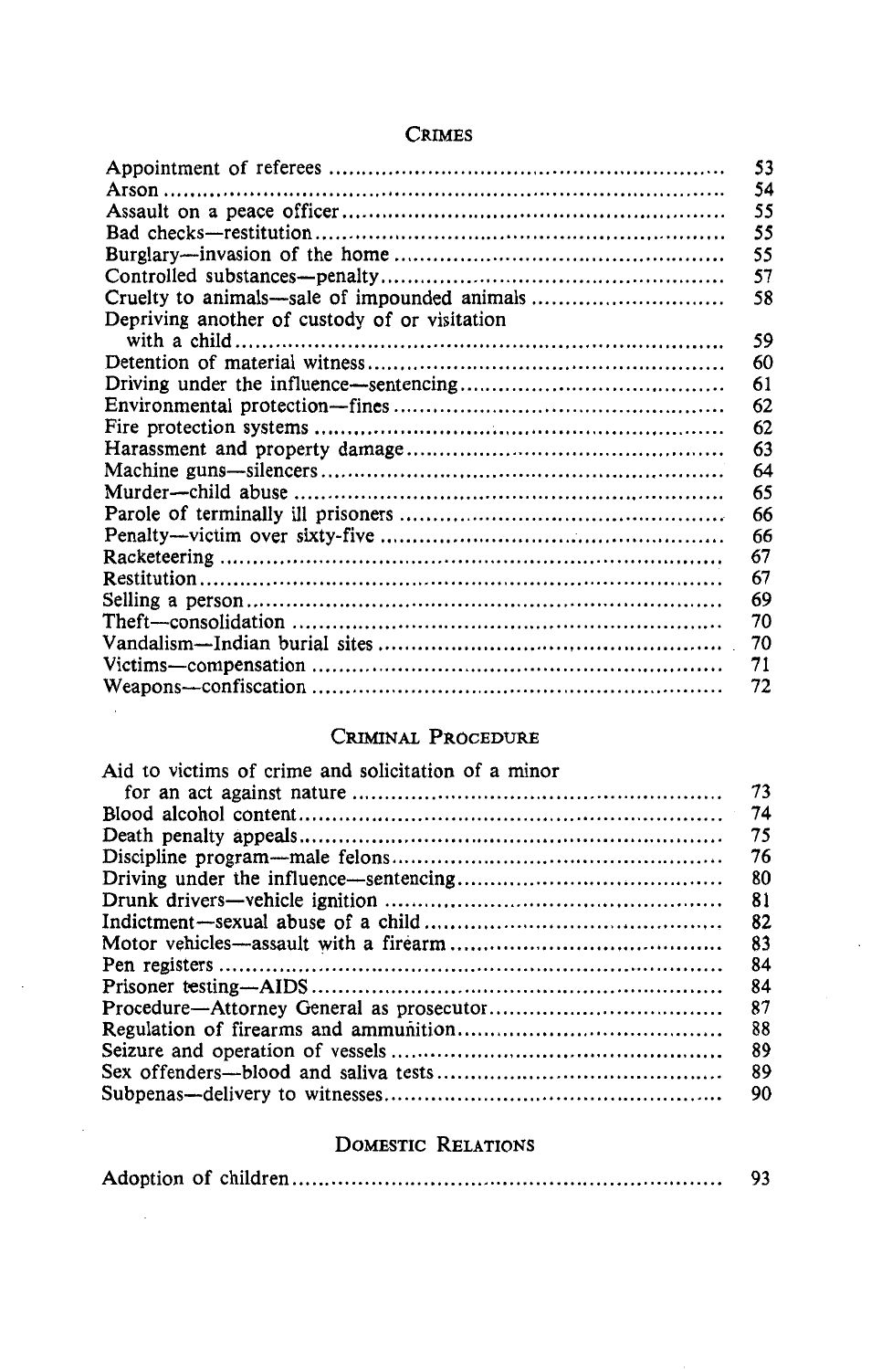## Crimes

| | |
|---|---|
| Appointment of referees | 53 |
| Arson | 54 |
| Assault on a peace officer | 55 |
| Bad checks—restitution | 55 |
| Burglary—invasion of the home | 55 |
| Controlled substances—penalty | 57 |
| Cruelty to animals—sale of impounded animals | 58 |
| Depriving another of custody of or visitation with a child | 59 |
| Detention of material witness | 60 |
| Driving under the influence—sentencing | 61 |
| Environmental protection—fines | 62 |
| Fire protection systems | 62 |
| Harassment and property damage | 63 |
| Machine guns—silencers | 64 |
| Murder—child abuse | 65 |
| Parole of terminally ill prisoners | 66 |
| Penalty—victim over sixty-five | 66 |
| Racketeering | 67 |
| Restitution | 67 |
| Selling a person | 69 |
| Theft—consolidation | 70 |
| Vandalism—Indian burial sites | 70 |
| Victims—compensation | 71 |
| Weapons—confiscation | 72 |

## Criminal Procedure

| | |
|---|---|
| Aid to victims of crime and solicitation of a minor for an act against nature | 73 |
| Blood alcohol content | 74 |
| Death penalty appeals | 75 |
| Discipline program—male felons | 76 |
| Driving under the influence—sentencing | 80 |
| Drunk drivers—vehicle ignition | 81 |
| Indictment—sexual abuse of a child | 82 |
| Motor vehicles—assault with a firearm | 83 |
| Pen registers | 84 |
| Prisoner testing—AIDS | 84 |
| Procedure—Attorney General as prosecutor | 87 |
| Regulation of firearms and ammunition | 88 |
| Seizure and operation of vessels | 89 |
| Sex offenders—blood and saliva tests | 89 |
| Subpenas—delivery to witnesses | 90 |

## Domestic Relations

| | |
|---|---|
| Adoption of children | 93 |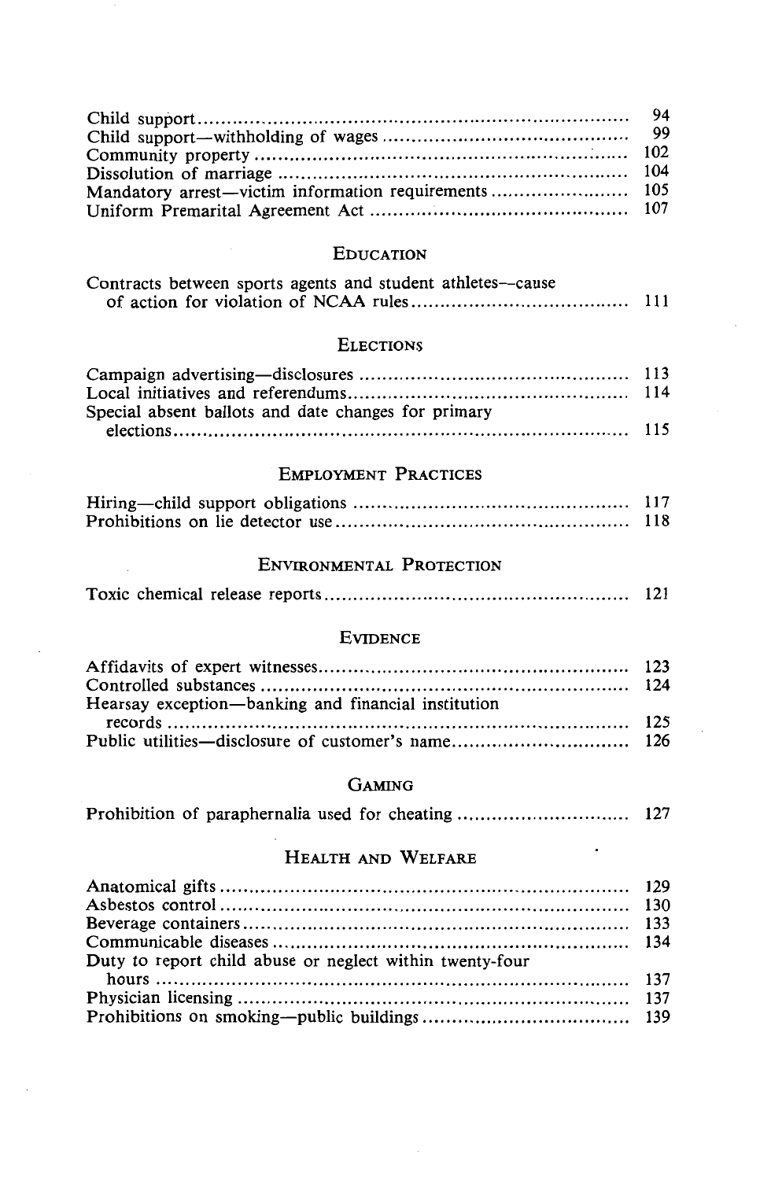Child support ........................................................................ 94
Child support—withholding of wages ........................................ 99
Community property .............................................................. 102
Dissolution of marriage .......................................................... 104
Mandatory arrest—victim information requirements ...................... 105
Uniform Premarital Agreement Act ............................................ 107

## Education

Contracts between sports agents and student athletes—cause of action for violation of NCAA rules ........................................ 111

## Elections

Campaign advertising—disclosures ............................................. 113
Local initiatives and referendums ............................................... 114
Special absent ballots and date changes for primary elections ......................................................................... 115

## Employment Practices

Hiring—child support obligations ............................................... 117
Prohibitions on lie detector use .................................................. 118

## Environmental Protection

Toxic chemical release reports ................................................... 121

## Evidence

Affidavits of expert witnesses ..................................................... 123
Controlled substances ............................................................... 124
Hearsay exception—banking and financial institution records ........................................................................... 125
Public utilities—disclosure of customer's name ............................. 126

## Gaming

Prohibition of paraphernalia used for cheating ............................. 127

## Health and Welfare

Anatomical gifts ..................................................................... 129
Asbestos control ..................................................................... 130
Beverage containers ................................................................. 133
Communicable diseases ............................................................ 134
Duty to report child abuse or neglect within twenty-four hours ................................................................................ 137
Physician licensing .................................................................. 137
Prohibitions on smoking—public buildings .................................. 139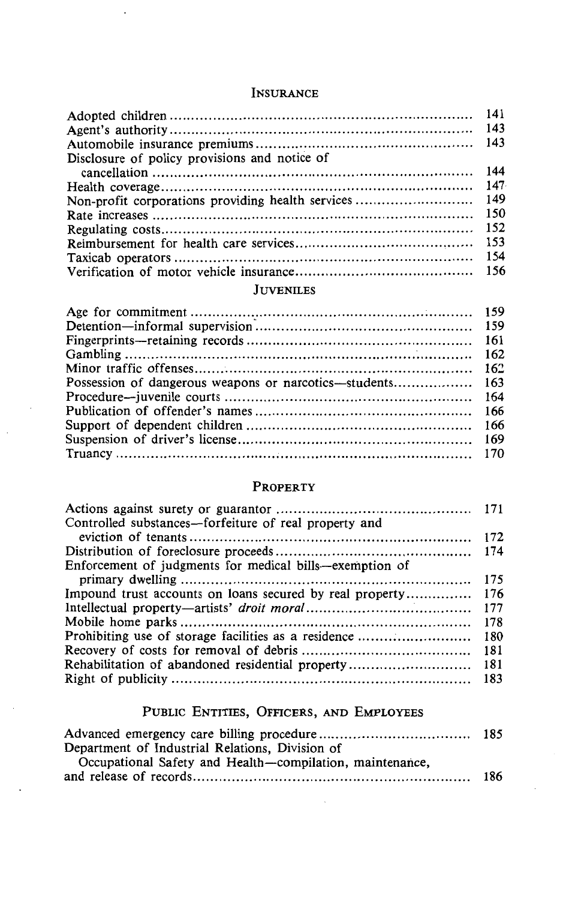## INSURANCE

| | |
|---|---|
| Adopted children | 141 |
| Agent's authority | 143 |
| Automobile insurance premiums | 143 |
| Disclosure of policy provisions and notice of cancellation | 144 |
| Health coverage | 147 |
| Non-profit corporations providing health services | 149 |
| Rate increases | 150 |
| Regulating costs | 152 |
| Reimbursement for health care services | 153 |
| Taxicab operators | 154 |
| Verification of motor vehicle insurance | 156 |

## JUVENILES

| | |
|---|---|
| Age for commitment | 159 |
| Detention—informal supervision | 159 |
| Fingerprints—retaining records | 161 |
| Gambling | 162 |
| Minor traffic offenses | 162 |
| Possession of dangerous weapons or narcotics—students | 163 |
| Procedure—juvenile courts | 164 |
| Publication of offender's names | 166 |
| Support of dependent children | 166 |
| Suspension of driver's license | 169 |
| Truancy | 170 |

## PROPERTY

| | |
|---|---|
| Actions against surety or guarantor | 171 |
| Controlled substances—forfeiture of real property and eviction of tenants | 172 |
| Distribution of foreclosure proceeds | 174 |
| Enforcement of judgments for medical bills—exemption of primary dwelling | 175 |
| Impound trust accounts on loans secured by real property | 176 |
| Intellectual property—artists' *droit moral* | 177 |
| Mobile home parks | 178 |
| Prohibiting use of storage facilities as a residence | 180 |
| Recovery of costs for removal of debris | 181 |
| Rehabilitation of abandoned residential property | 181 |
| Right of publicity | 183 |

## PUBLIC ENTITIES, OFFICERS, AND EMPLOYEES

| | |
|---|---|
| Advanced emergency care billing procedure | 185 |
| Department of Industrial Relations, Division of Occupational Safety and Health—compilation, maintenance, and release of records | 186 |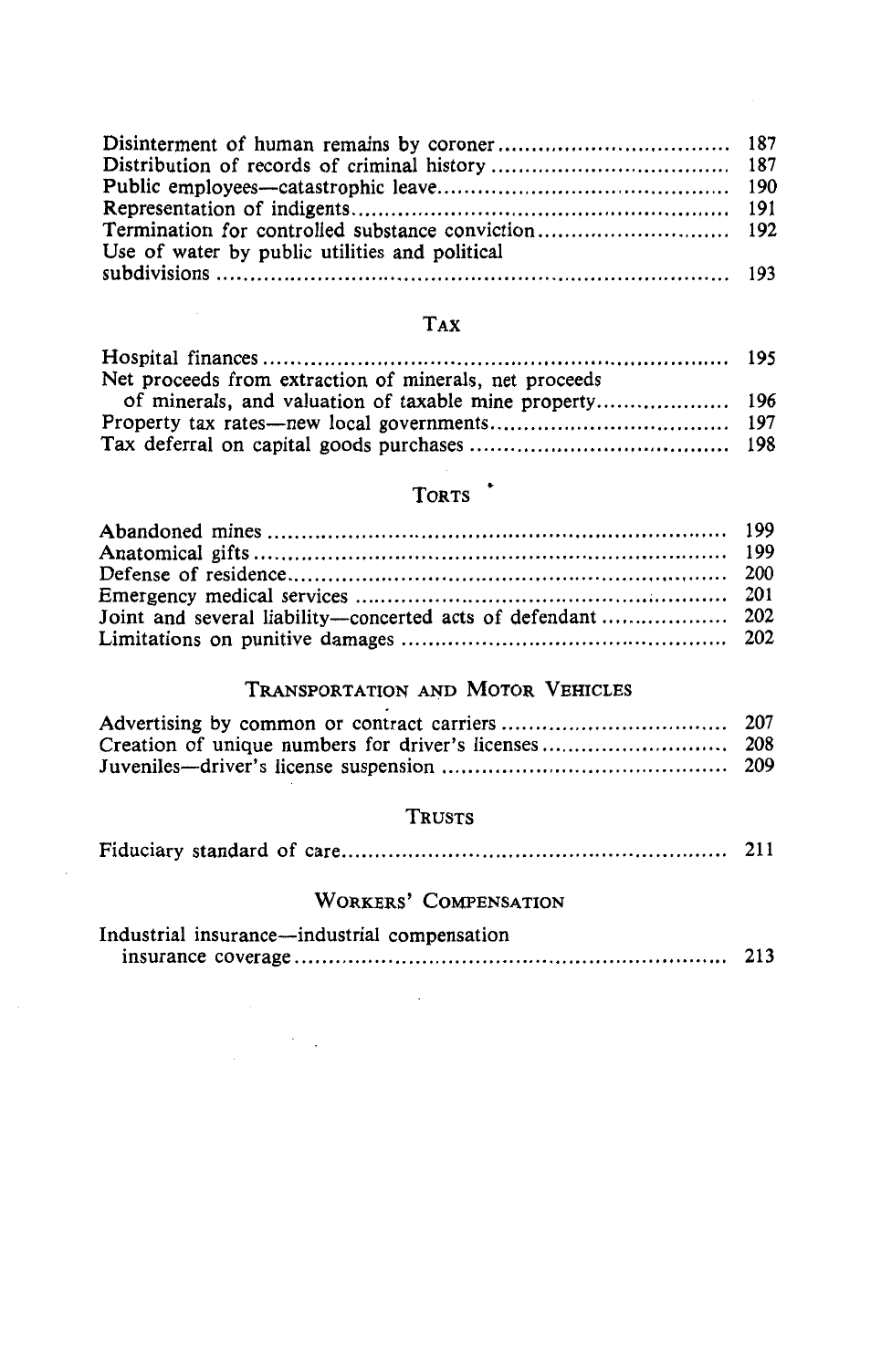Disinterment of human remains by coroner .................................. 187
Distribution of records of criminal history .................................. 187
Public employees—catastrophic leave .......................................... 190
Representation of indigents ...................................................... 191
Termination for controlled substance conviction ............................ 192
Use of water by public utilities and political
subdivisions ........................................................................ 193

## TAX

Hospital finances .................................................................. 195
Net proceeds from extraction of minerals, net proceeds
of minerals, and valuation of taxable mine property ................... 196
Property tax rates—new local governments .................................. 197
Tax deferral on capital goods purchases ...................................... 198

## TORTS

Abandoned mines .................................................................. 199
Anatomical gifts .................................................................... 199
Defense of residence ............................................................... 200
Emergency medical services ..................................................... 201
Joint and several liability—concerted acts of defendant ................. 202
Limitations on punitive damages ............................................... 202

## TRANSPORTATION AND MOTOR VEHICLES

Advertising by common or contract carriers ................................. 207
Creation of unique numbers for driver's licenses ........................... 208
Juveniles—driver's license suspension ........................................ 209

## TRUSTS

Fiduciary standard of care ........................................................ 211

## WORKERS' COMPENSATION

Industrial insurance—industrial compensation
insurance coverage ................................................................ 213